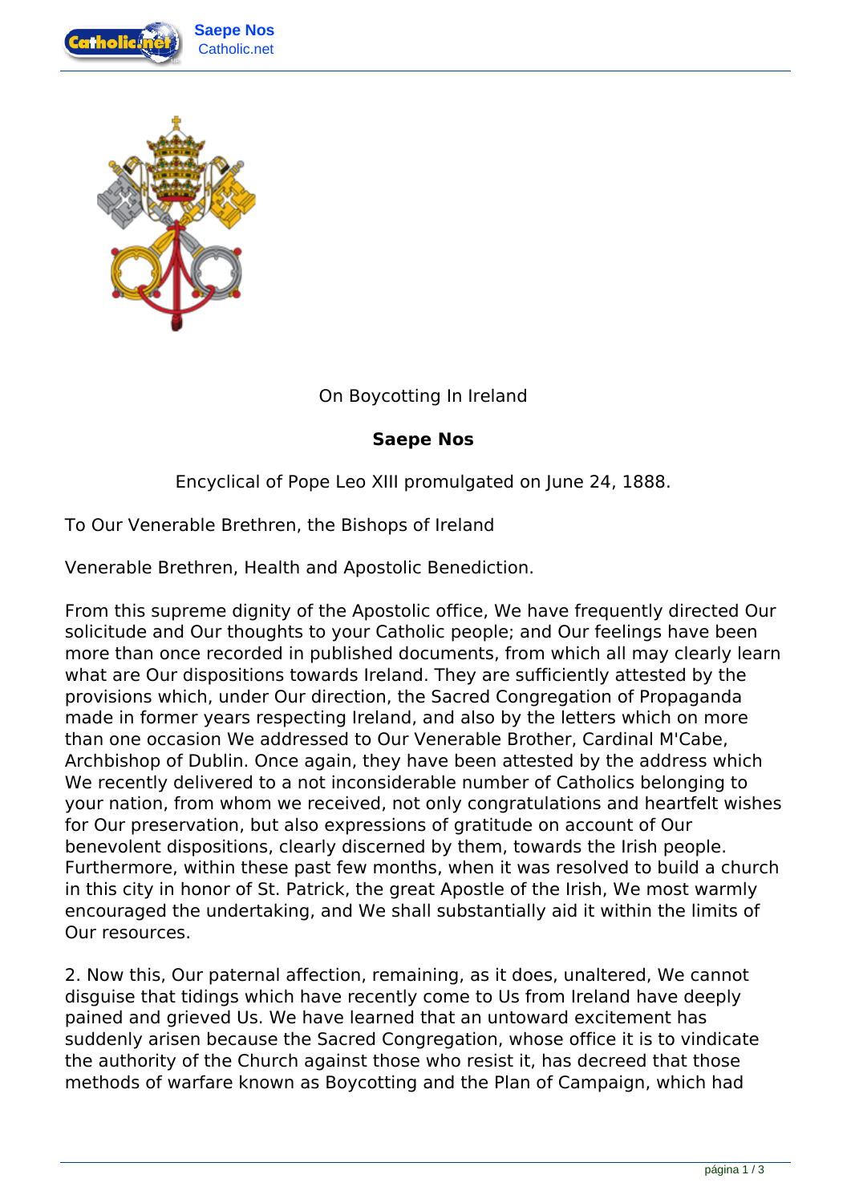On Boycotting In Ireland

**Saepe Nos**

Encyclical of Pope Leo XIII promulgated on June 24, 1888.

To Our Venerable Brethren, the Bishops of Ireland

Venerable Brethren, Health and Apostolic Benediction.

From this supreme dignity of the Apostolic office, We have frequently directed Our solicitude and Our thoughts to your Catholic people; and Our feelings have been more than once recorded in published documents, from which all may clearly learn what are Our dispositions towards Ireland. They are sufficiently attested by the provisions which, under Our direction, the Sacred Congregation of Propaganda made in former years respecting Ireland, and also by the letters which on more than one occasion We addressed to Our Venerable Brother, Cardinal M'Cabe, Archbishop of Dublin. Once again, they have been attested by the address which We recently delivered to a not inconsiderable number of Catholics belonging to your nation, from whom we received, not only congratulations and heartfelt wishes for Our preservation, but also expressions of gratitude on account of Our benevolent dispositions, clearly discerned by them, towards the Irish people. Furthermore, within these past few months, when it was resolved to build a church in this city in honor of St. Patrick, the great Apostle of the Irish, We most warmly encouraged the undertaking, and We shall substantially aid it within the limits of Our resources.

2. Now this, Our paternal affection, remaining, as it does, unaltered, We cannot disguise that tidings which have recently come to Us from Ireland have deeply pained and grieved Us. We have learned that an untoward excitement has suddenly arisen because the Sacred Congregation, whose office it is to vindicate the authority of the Church against those who resist it, has decreed that those methods of warfare known as Boycotting and the Plan of Campaign, which had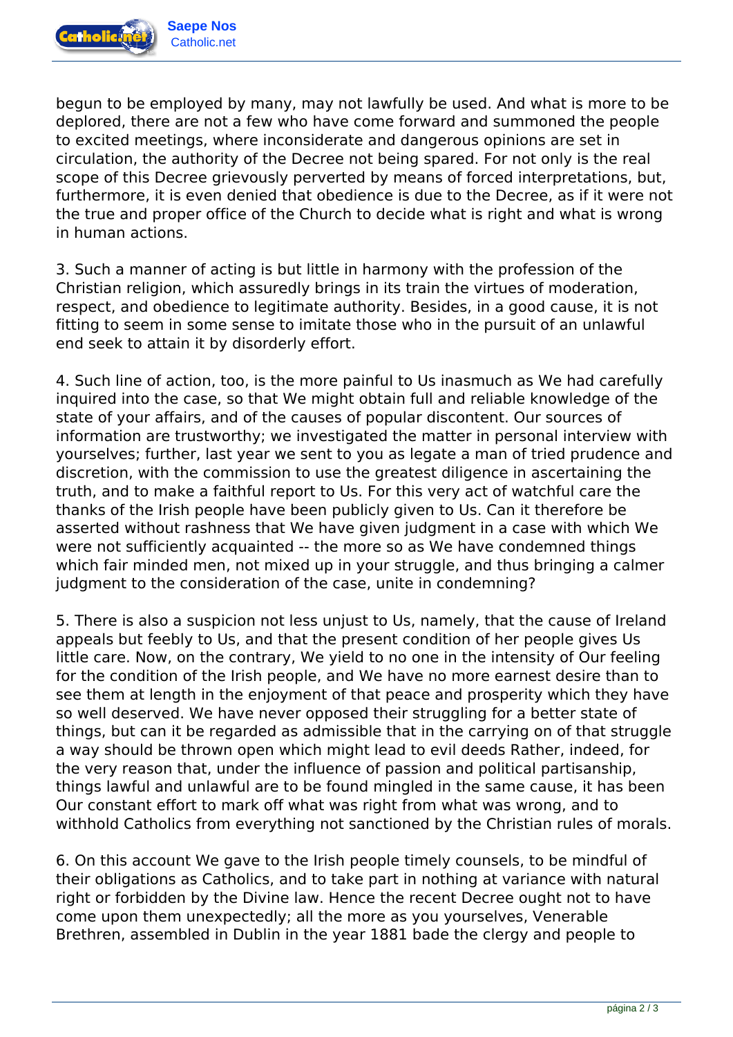begun to be employed by many, may not lawfully be used. And what is more to be deplored, there are not a few who have come forward and summoned the people to excited meetings, where inconsiderate and dangerous opinions are set in circulation, the authority of the Decree not being spared. For not only is the real scope of this Decree grievously perverted by means of forced interpretations, but, furthermore, it is even denied that obedience is due to the Decree, as if it were not the true and proper office of the Church to decide what is right and what is wrong in human actions.

3. Such a manner of acting is but little in harmony with the profession of the Christian religion, which assuredly brings in its train the virtues of moderation, respect, and obedience to legitimate authority. Besides, in a good cause, it is not fitting to seem in some sense to imitate those who in the pursuit of an unlawful end seek to attain it by disorderly effort.

4. Such line of action, too, is the more painful to Us inasmuch as We had carefully inquired into the case, so that We might obtain full and reliable knowledge of the state of your affairs, and of the causes of popular discontent. Our sources of information are trustworthy; we investigated the matter in personal interview with yourselves; further, last year we sent to you as legate a man of tried prudence and discretion, with the commission to use the greatest diligence in ascertaining the truth, and to make a faithful report to Us. For this very act of watchful care the thanks of the Irish people have been publicly given to Us. Can it therefore be asserted without rashness that We have given judgment in a case with which We were not sufficiently acquainted -- the more so as We have condemned things which fair minded men, not mixed up in your struggle, and thus bringing a calmer judgment to the consideration of the case, unite in condemning?

5. There is also a suspicion not less unjust to Us, namely, that the cause of Ireland appeals but feebly to Us, and that the present condition of her people gives Us little care. Now, on the contrary, We yield to no one in the intensity of Our feeling for the condition of the Irish people, and We have no more earnest desire than to see them at length in the enjoyment of that peace and prosperity which they have so well deserved. We have never opposed their struggling for a better state of things, but can it be regarded as admissible that in the carrying on of that struggle a way should be thrown open which might lead to evil deeds Rather, indeed, for the very reason that, under the influence of passion and political partisanship, things lawful and unlawful are to be found mingled in the same cause, it has been Our constant effort to mark off what was right from what was wrong, and to withhold Catholics from everything not sanctioned by the Christian rules of morals.

6. On this account We gave to the Irish people timely counsels, to be mindful of their obligations as Catholics, and to take part in nothing at variance with natural right or forbidden by the Divine law. Hence the recent Decree ought not to have come upon them unexpectedly; all the more as you yourselves, Venerable Brethren, assembled in Dublin in the year 1881 bade the clergy and people to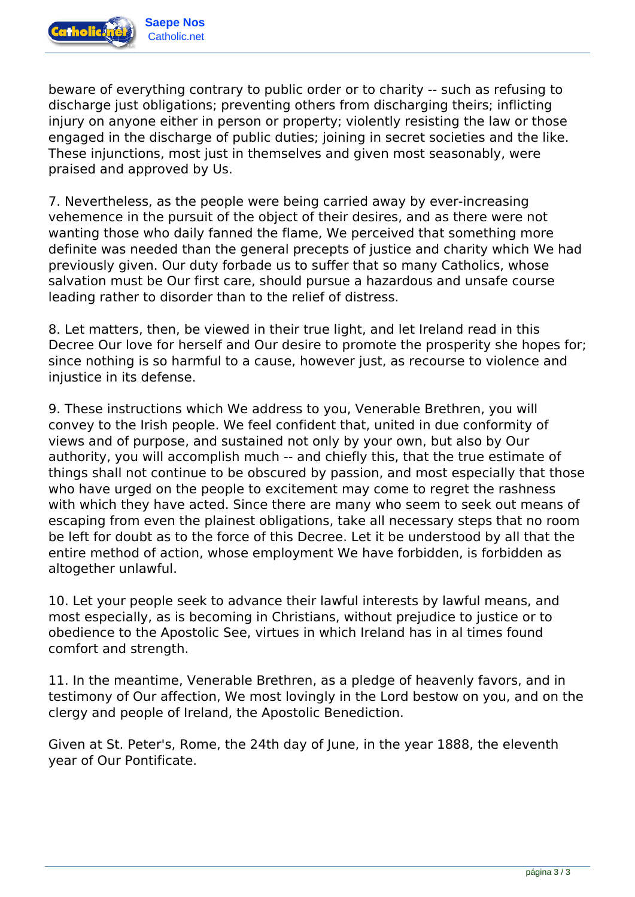beware of everything contrary to public order or to charity -- such as refusing to discharge just obligations; preventing others from discharging theirs; inflicting injury on anyone either in person or property; violently resisting the law or those engaged in the discharge of public duties; joining in secret societies and the like. These injunctions, most just in themselves and given most seasonably, were praised and approved by Us.

7. Nevertheless, as the people were being carried away by ever-increasing vehemence in the pursuit of the object of their desires, and as there were not wanting those who daily fanned the flame, We perceived that something more definite was needed than the general precepts of justice and charity which We had previously given. Our duty forbade us to suffer that so many Catholics, whose salvation must be Our first care, should pursue a hazardous and unsafe course leading rather to disorder than to the relief of distress.

8. Let matters, then, be viewed in their true light, and let Ireland read in this Decree Our love for herself and Our desire to promote the prosperity she hopes for; since nothing is so harmful to a cause, however just, as recourse to violence and injustice in its defense.

9. These instructions which We address to you, Venerable Brethren, you will convey to the Irish people. We feel confident that, united in due conformity of views and of purpose, and sustained not only by your own, but also by Our authority, you will accomplish much -- and chiefly this, that the true estimate of things shall not continue to be obscured by passion, and most especially that those who have urged on the people to excitement may come to regret the rashness with which they have acted. Since there are many who seem to seek out means of escaping from even the plainest obligations, take all necessary steps that no room be left for doubt as to the force of this Decree. Let it be understood by all that the entire method of action, whose employment We have forbidden, is forbidden as altogether unlawful.

10. Let your people seek to advance their lawful interests by lawful means, and most especially, as is becoming in Christians, without prejudice to justice or to obedience to the Apostolic See, virtues in which Ireland has in al times found comfort and strength.

11. In the meantime, Venerable Brethren, as a pledge of heavenly favors, and in testimony of Our affection, We most lovingly in the Lord bestow on you, and on the clergy and people of Ireland, the Apostolic Benediction.

Given at St. Peter's, Rome, the 24th day of June, in the year 1888, the eleventh year of Our Pontificate.